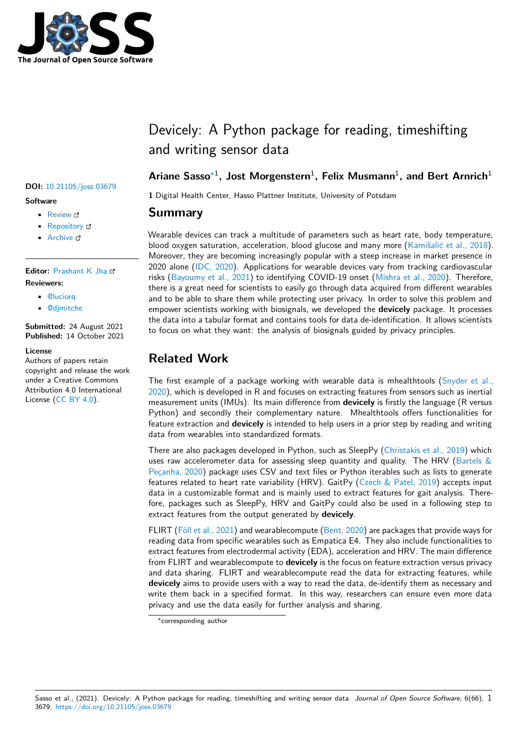# Devicely: A Python package for reading, timeshifting and writing sensor data

**Ariane Sasso**[*1], **Jost Morgenstern**[1], **Felix Musmann**[1], **and Bert Arnrich**[1]

**1** Digital Health Center, Hasso Plattner Institute, University of Potsdam

**DOI:** 10.21105/joss.03679

**Software**

- Review
- Repository
- Archive

**Editor:** Prashant K Jha

**Reviewers:**

- @luciorq
- @djmitche

**Submitted:** 24 August 2021
**Published:** 14 October 2021

**License**
Authors of papers retain copyright and release the work under a Creative Commons Attribution 4.0 International License (CC BY 4.0).

## Summary

Wearable devices can track a multitude of parameters such as heart rate, body temperature, blood oxygen saturation, acceleration, blood glucose and many more (Kamišalić et al., 2018). Moreover, they are becoming increasingly popular with a steep increase in market presence in 2020 alone (IDC, 2020). Applications for wearable devices vary from tracking cardiovascular risks (Bayoumy et al., 2021) to identifying COVID-19 onset (Mishra et al., 2020). Therefore, there is a great need for scientists to easily go through data acquired from different wearables and to be able to share them while protecting user privacy. In order to solve this problem and empower scientists working with biosignals, we developed the **devicely** package. It processes the data into a tabular format and contains tools for data de-identification. It allows scientists to focus on what they want: the analysis of biosignals guided by privacy principles.

## Related Work

The first example of a package working with wearable data is mhealthtools (Snyder et al., 2020), which is developed in R and focuses on extracting features from sensors such as inertial measurement units (IMUs). Its main difference from **devicely** is firstly the language (R versus Python) and secondly their complementary nature. Mhealthtools offers functionalities for feature extraction and **devicely** is intended to help users in a prior step by reading and writing data from wearables into standardized formats.

There are also packages developed in Python, such as SleepPy (Christakis et al., 2019) which uses raw accelerometer data for assessing sleep quantity and quality. The HRV (Bartels & Peçanha, 2020) package uses CSV and text files or Python iterables such as lists to generate features related to heart rate variability (HRV). GaitPy (Czech & Patel, 2019) accepts input data in a customizable format and is mainly used to extract features for gait analysis. Therefore, packages such as SleepPy, HRV and GaitPy could also be used in a following step to extract features from the output generated by **devicely**.

FLIRT (Föll et al., 2021) and wearablecompute (Bent, 2020) are packages that provide ways for reading data from specific wearables such as Empatica E4. They also include functionalities to extract features from electrodermal activity (EDA), acceleration and HRV. The main difference from FLIRT and wearablecompute to **devicely** is the focus on feature extraction versus privacy and data sharing. FLIRT and wearablecompute read the data for extracting features, while **devicely** aims to provide users with a way to read the data, de-identify them as necessary and write them back in a specified format. In this way, researchers can ensure even more data privacy and use the data easily for further analysis and sharing.

[*] corresponding author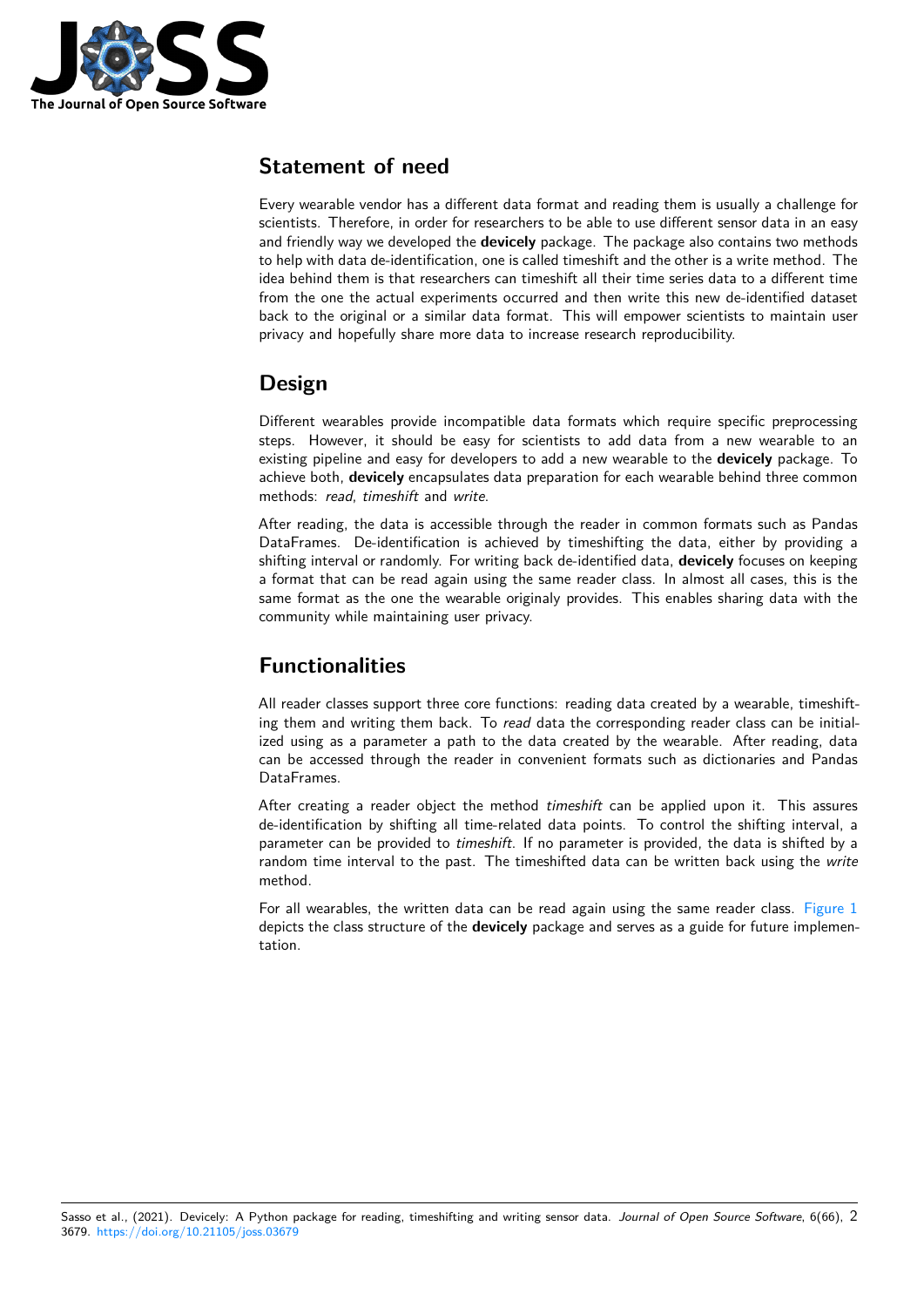# Statement of need

Every wearable vendor has a different data format and reading them is usually a challenge for scientists. Therefore, in order for researchers to be able to use different sensor data in an easy and friendly way we developed the **devicely** package. The package also contains two methods to help with data de-identification, one is called timeshift and the other is a write method. The idea behind them is that researchers can timeshift all their time series data to a different time from the one the actual experiments occurred and then write this new de-identified dataset back to the original or a similar data format. This will empower scientists to maintain user privacy and hopefully share more data to increase research reproducibility.

# Design

Different wearables provide incompatible data formats which require specific preprocessing steps. However, it should be easy for scientists to add data from a new wearable to an existing pipeline and easy for developers to add a new wearable to the **devicely** package. To achieve both, **devicely** encapsulates data preparation for each wearable behind three common methods: *read*, *timeshift* and *write*.

After reading, the data is accessible through the reader in common formats such as Pandas DataFrames. De-identification is achieved by timeshifting the data, either by providing a shifting interval or randomly. For writing back de-identified data, **devicely** focuses on keeping a format that can be read again using the same reader class. In almost all cases, this is the same format as the one the wearable originaly provides. This enables sharing data with the community while maintaining user privacy.

# Functionalities

All reader classes support three core functions: reading data created by a wearable, timeshifting them and writing them back. To *read* data the corresponding reader class can be initialized using as a parameter a path to the data created by the wearable. After reading, data can be accessed through the reader in convenient formats such as dictionaries and Pandas DataFrames.

After creating a reader object the method *timeshift* can be applied upon it. This assures de-identification by shifting all time-related data points. To control the shifting interval, a parameter can be provided to *timeshift*. If no parameter is provided, the data is shifted by a random time interval to the past. The timeshifted data can be written back using the *write* method.

For all wearables, the written data can be read again using the same reader class. Figure 1 depicts the class structure of the **devicely** package and serves as a guide for future implementation.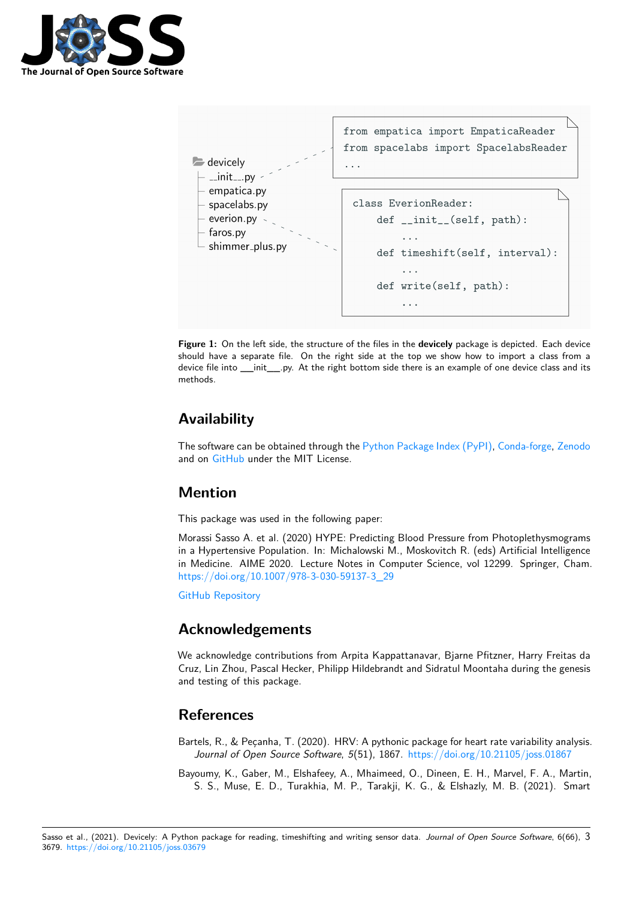```
devicely
├ __init__.py
├ empatica.py
├ spacelabs.py
├ everion.py
├ faros.py
└ shimmer_plus.py
```

```
from empatica import EmpaticaReader
from spacelabs import SpacelabsReader
...
```

```
class EverionReader:
    def __init__(self, path):
        ...
    def timeshift(self, interval):
        ...
    def write(self, path):
        ...
```

**Figure 1:** On the left side, the structure of the files in the **devicely** package is depicted. Each device should have a separate file. On the right side at the top we show how to import a class from a device file into __init__.py. At the right bottom side there is an example of one device class and its methods.

## Availability

The software can be obtained through the Python Package Index (PyPI), Conda-forge, Zenodo and on GitHub under the MIT License.

## Mention

This package was used in the following paper:

Morassi Sasso A. et al. (2020) HYPE: Predicting Blood Pressure from Photoplethysmograms in a Hypertensive Population. In: Michalowski M., Moskovitch R. (eds) Artificial Intelligence in Medicine. AIME 2020. Lecture Notes in Computer Science, vol 12299. Springer, Cham. https://doi.org/10.1007/978-3-030-59137-3_29

GitHub Repository

## Acknowledgements

We acknowledge contributions from Arpita Kappattanavar, Bjarne Pfitzner, Harry Freitas da Cruz, Lin Zhou, Pascal Hecker, Philipp Hildebrandt and Sidratul Moontaha during the genesis and testing of this package.

## References

Bartels, R., & Peçanha, T. (2020). HRV: A pythonic package for heart rate variability analysis. *Journal of Open Source Software*, *5*(51), 1867. https://doi.org/10.21105/joss.01867

Bayoumy, K., Gaber, M., Elshafeey, A., Mhaimeed, O., Dineen, E. H., Marvel, F. A., Martin, S. S., Muse, E. D., Turakhia, M. P., Tarakji, K. G., & Elshazly, M. B. (2021). Smart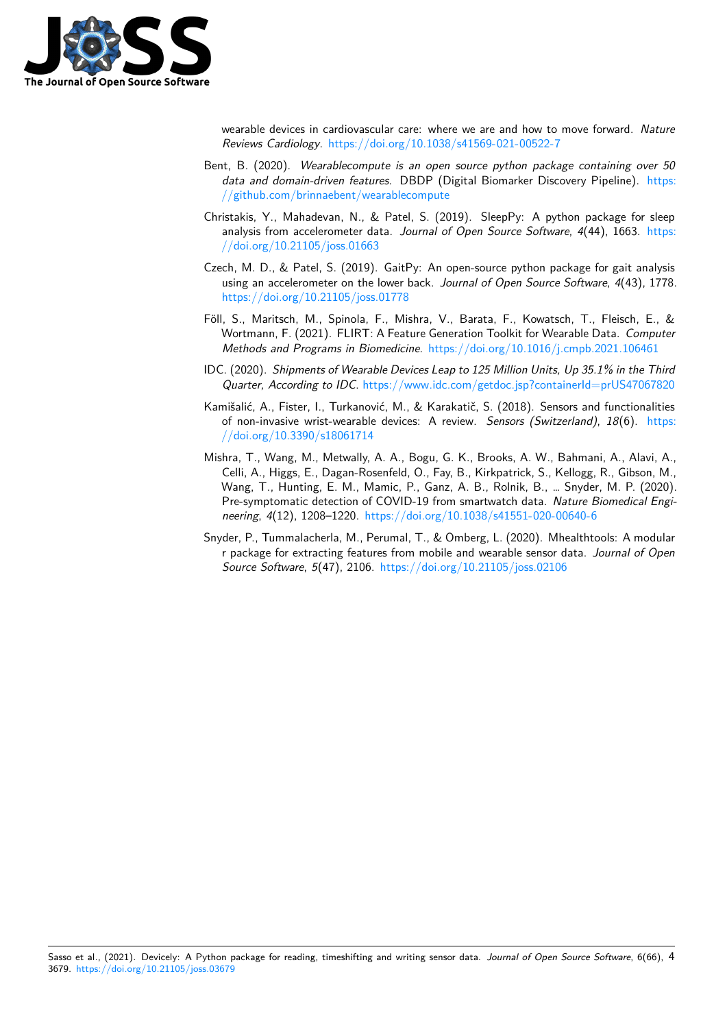wearable devices in cardiovascular care: where we are and how to move forward. *Nature Reviews Cardiology*. https://doi.org/10.1038/s41569-021-00522-7

Bent, B. (2020). *Wearablecompute is an open source python package containing over 50 data and domain-driven features*. DBDP (Digital Biomarker Discovery Pipeline). https://github.com/brinnaebent/wearablecompute

Christakis, Y., Mahadevan, N., & Patel, S. (2019). SleepPy: A python package for sleep analysis from accelerometer data. *Journal of Open Source Software*, *4*(44), 1663. https://doi.org/10.21105/joss.01663

Czech, M. D., & Patel, S. (2019). GaitPy: An open-source python package for gait analysis using an accelerometer on the lower back. *Journal of Open Source Software*, *4*(43), 1778. https://doi.org/10.21105/joss.01778

Föll, S., Maritsch, M., Spinola, F., Mishra, V., Barata, F., Kowatsch, T., Fleisch, E., & Wortmann, F. (2021). FLIRT: A Feature Generation Toolkit for Wearable Data. *Computer Methods and Programs in Biomedicine*. https://doi.org/10.1016/j.cmpb.2021.106461

IDC. (2020). *Shipments of Wearable Devices Leap to 125 Million Units, Up 35.1% in the Third Quarter, According to IDC*. https://www.idc.com/getdoc.jsp?containerId=prUS47067820

Kamišalić, A., Fister, I., Turkanović, M., & Karakatič, S. (2018). Sensors and functionalities of non-invasive wrist-wearable devices: A review. *Sensors (Switzerland)*, *18*(6). https://doi.org/10.3390/s18061714

Mishra, T., Wang, M., Metwally, A. A., Bogu, G. K., Brooks, A. W., Bahmani, A., Alavi, A., Celli, A., Higgs, E., Dagan-Rosenfeld, O., Fay, B., Kirkpatrick, S., Kellogg, R., Gibson, M., Wang, T., Hunting, E. M., Mamic, P., Ganz, A. B., Rolnik, B., … Snyder, M. P. (2020). Pre-symptomatic detection of COVID-19 from smartwatch data. *Nature Biomedical Engineering*, *4*(12), 1208–1220. https://doi.org/10.1038/s41551-020-00640-6

Snyder, P., Tummalacherla, M., Perumal, T., & Omberg, L. (2020). Mhealthtools: A modular r package for extracting features from mobile and wearable sensor data. *Journal of Open Source Software*, *5*(47), 2106. https://doi.org/10.21105/joss.02106